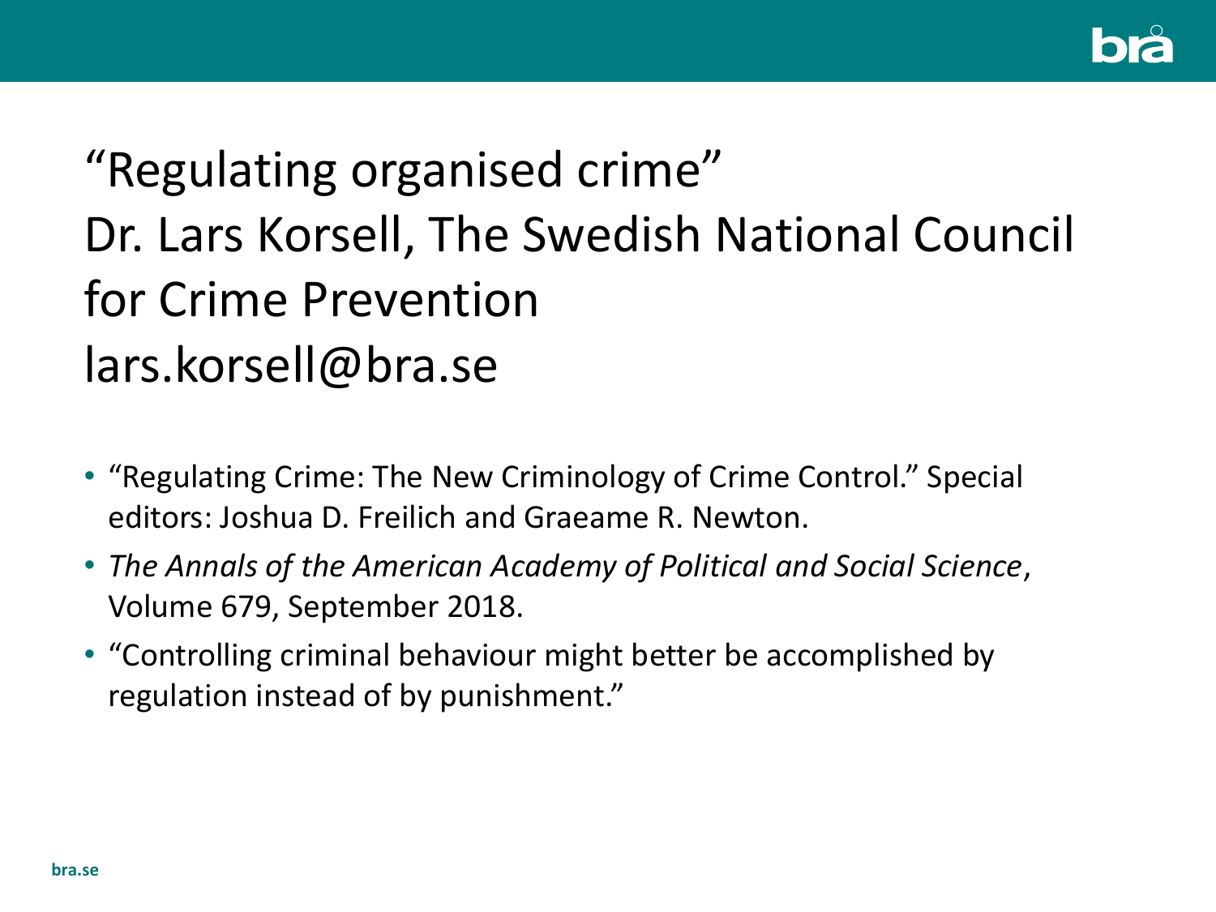# "Regulating organised crime"
Dr. Lars Korsell, The Swedish National Council for Crime Prevention
lars.korsell@bra.se

- "Regulating Crime: The New Criminology of Crime Control." Special editors: Joshua D. Freilich and Graeame R. Newton.
- *The Annals of the American Academy of Political and Social Science*, Volume 679, September 2018.
- "Controlling criminal behaviour might better be accomplished by regulation instead of by punishment."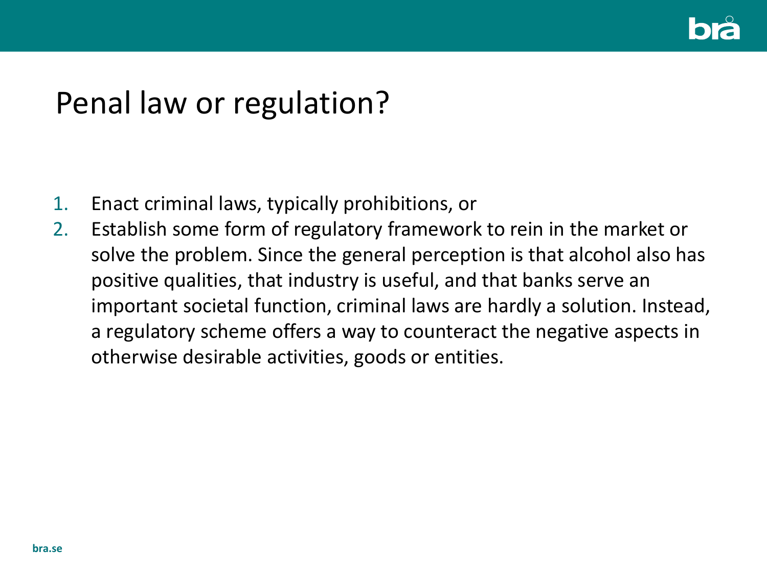# Penal law or regulation?

1. Enact criminal laws, typically prohibitions, or
2. Establish some form of regulatory framework to rein in the market or solve the problem. Since the general perception is that alcohol also has positive qualities, that industry is useful, and that banks serve an important societal function, criminal laws are hardly a solution. Instead, a regulatory scheme offers a way to counteract the negative aspects in otherwise desirable activities, goods or entities.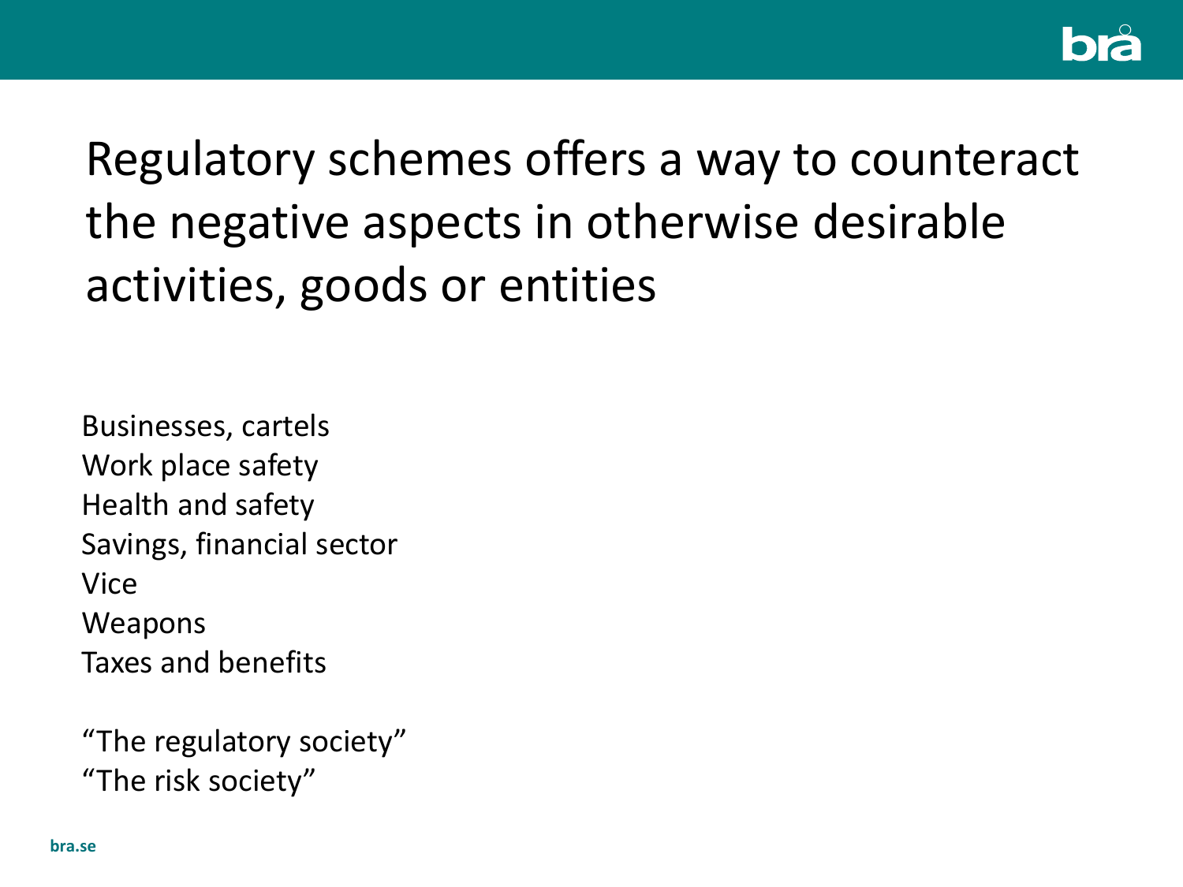# Regulatory schemes offers a way to counteract the negative aspects in otherwise desirable activities, goods or entities

Businesses, cartels
Work place safety
Health and safety
Savings, financial sector
Vice
Weapons
Taxes and benefits

"The regulatory society"
"The risk society"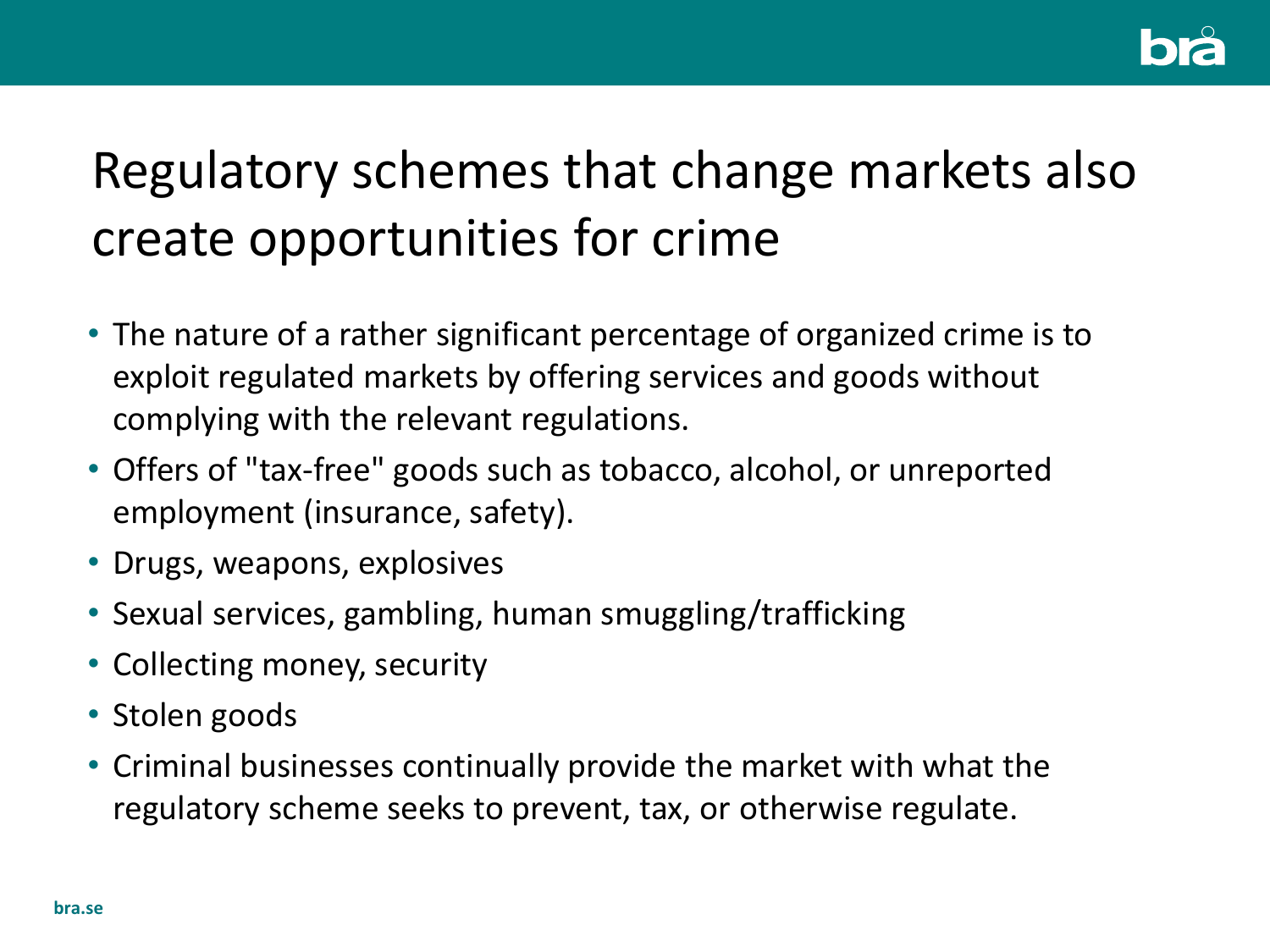# Regulatory schemes that change markets also create opportunities for crime

- The nature of a rather significant percentage of organized crime is to exploit regulated markets by offering services and goods without complying with the relevant regulations.
- Offers of "tax-free" goods such as tobacco, alcohol, or unreported employment (insurance, safety).
- Drugs, weapons, explosives
- Sexual services, gambling, human smuggling/trafficking
- Collecting money, security
- Stolen goods
- Criminal businesses continually provide the market with what the regulatory scheme seeks to prevent, tax, or otherwise regulate.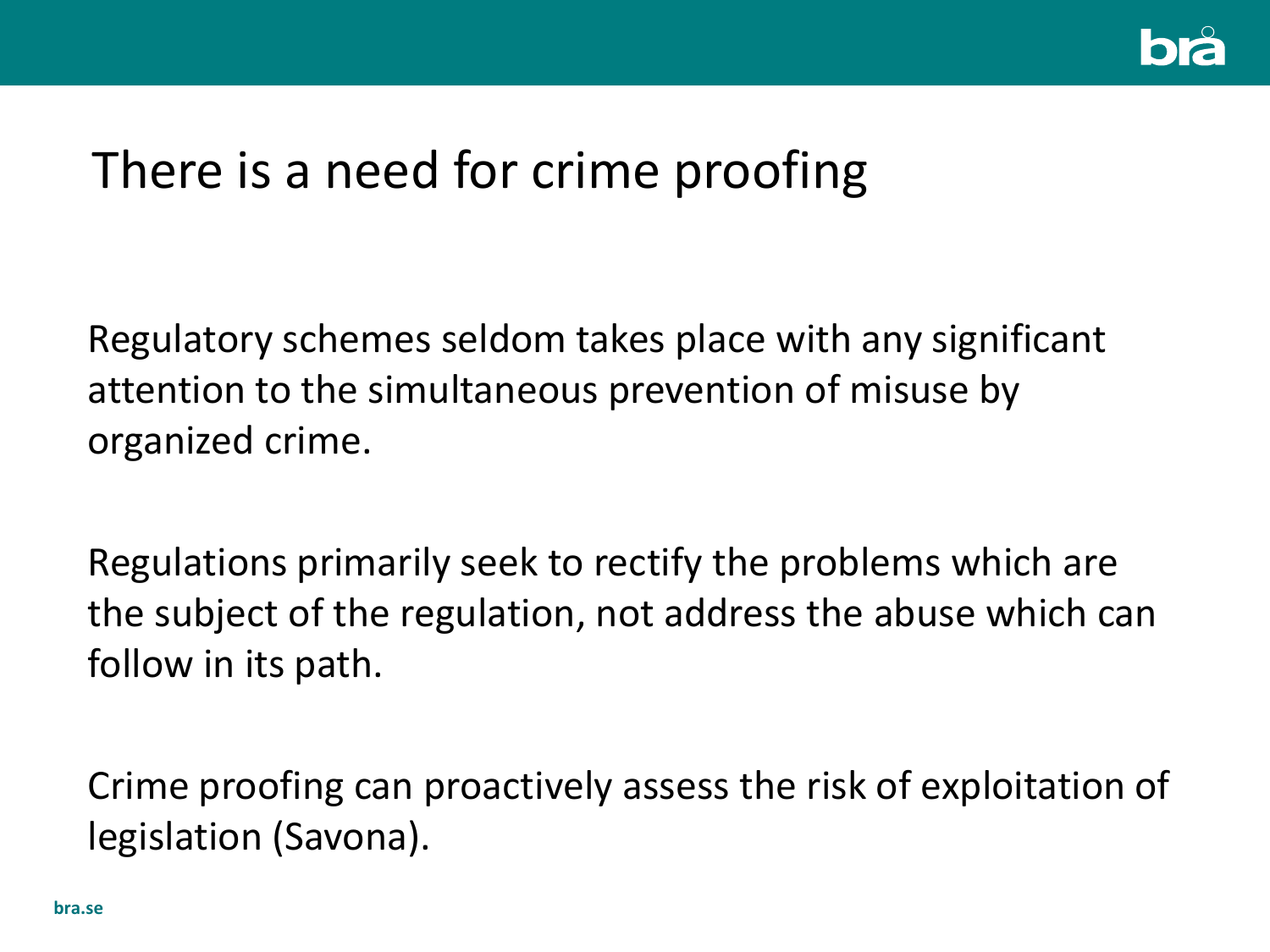# There is a need for crime proofing

Regulatory schemes seldom takes place with any significant attention to the simultaneous prevention of misuse by organized crime.

Regulations primarily seek to rectify the problems which are the subject of the regulation, not address the abuse which can follow in its path.

Crime proofing can proactively assess the risk of exploitation of legislation (Savona).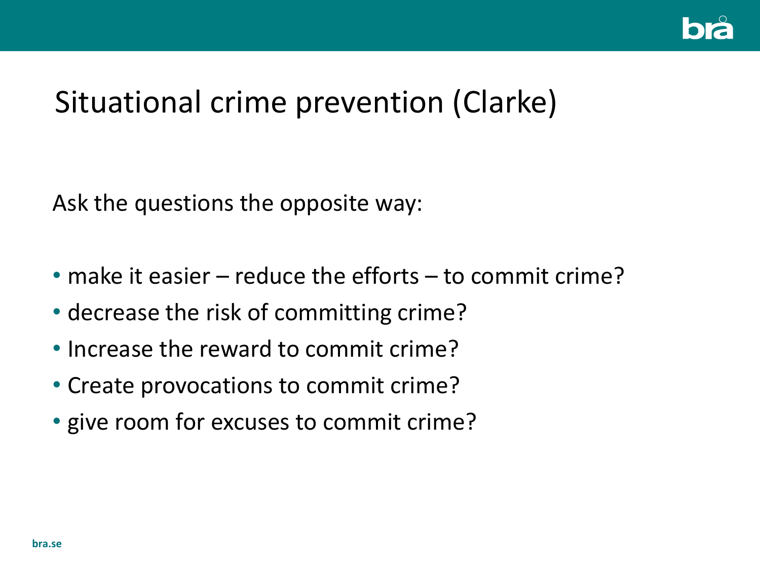# Situational crime prevention (Clarke)

Ask the questions the opposite way:

- make it easier – reduce the efforts – to commit crime?
- decrease the risk of committing crime?
- Increase the reward to commit crime?
- Create provocations to commit crime?
- give room for excuses to commit crime?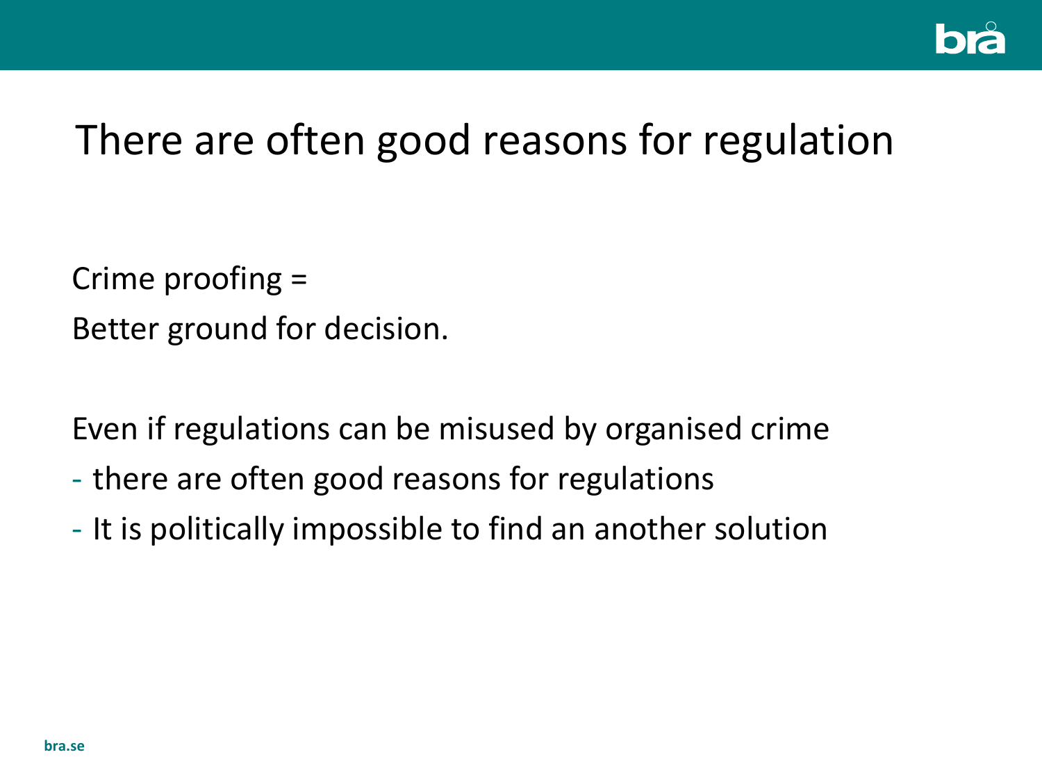# There are often good reasons for regulation

Crime proofing =
Better ground for decision.

Even if regulations can be misused by organised crime

- there are often good reasons for regulations
- It is politically impossible to find an another solution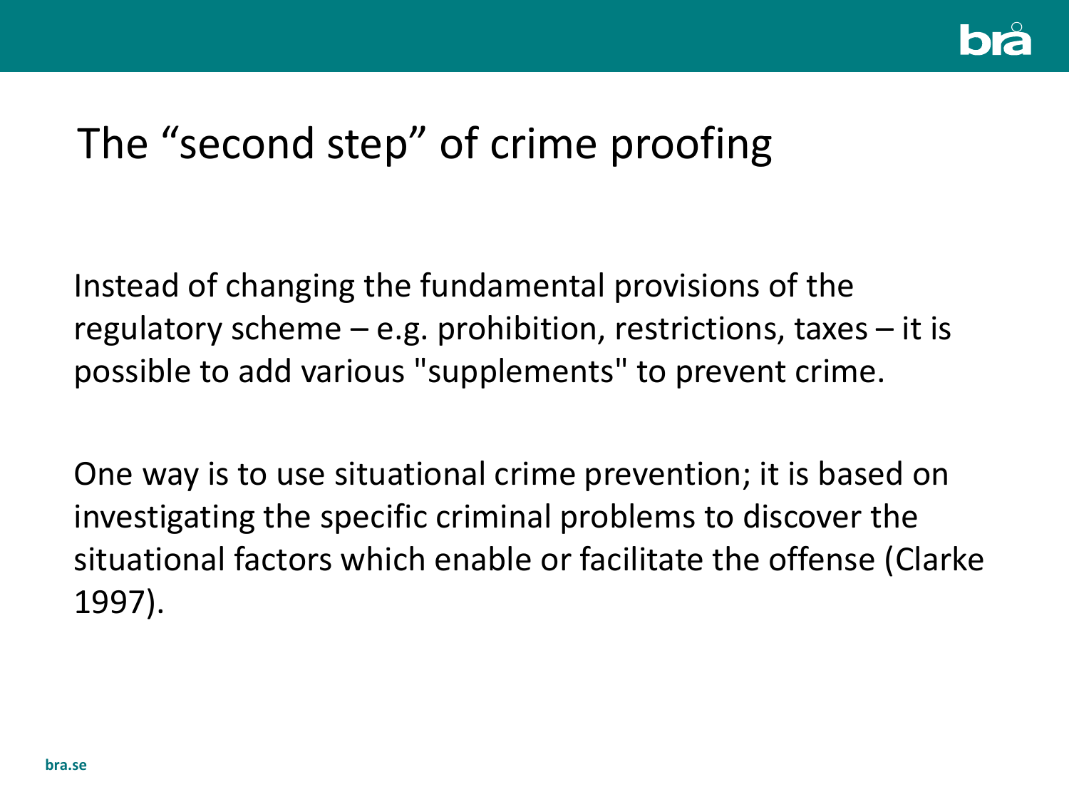# The “second step” of crime proofing

Instead of changing the fundamental provisions of the regulatory scheme – e.g. prohibition, restrictions, taxes – it is possible to add various "supplements" to prevent crime.

One way is to use situational crime prevention; it is based on investigating the specific criminal problems to discover the situational factors which enable or facilitate the offense (Clarke 1997).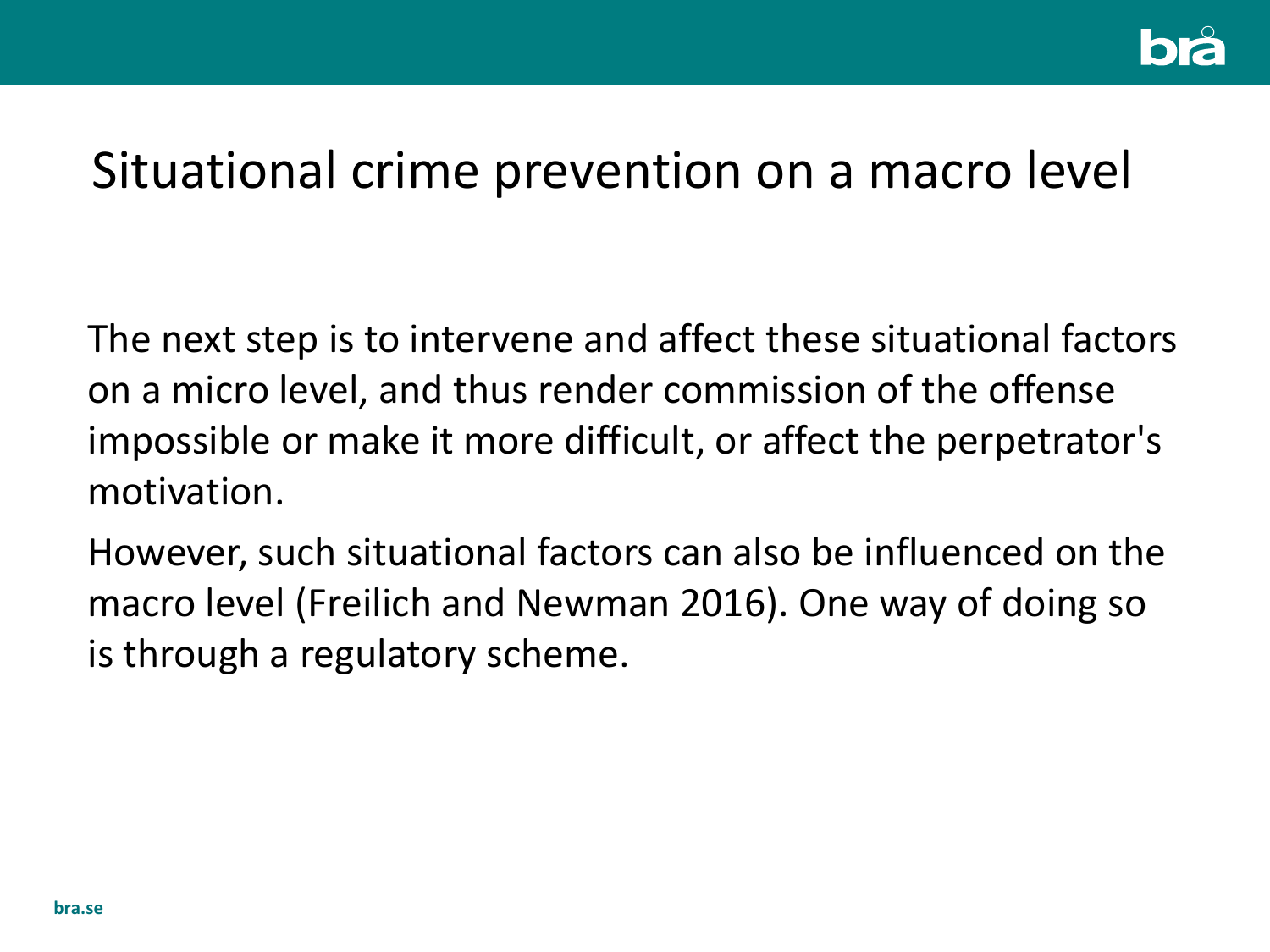# Situational crime prevention on a macro level

The next step is to intervene and affect these situational factors on a micro level, and thus render commission of the offense impossible or make it more difficult, or affect the perpetrator's motivation.

However, such situational factors can also be influenced on the macro level (Freilich and Newman 2016). One way of doing so is through a regulatory scheme.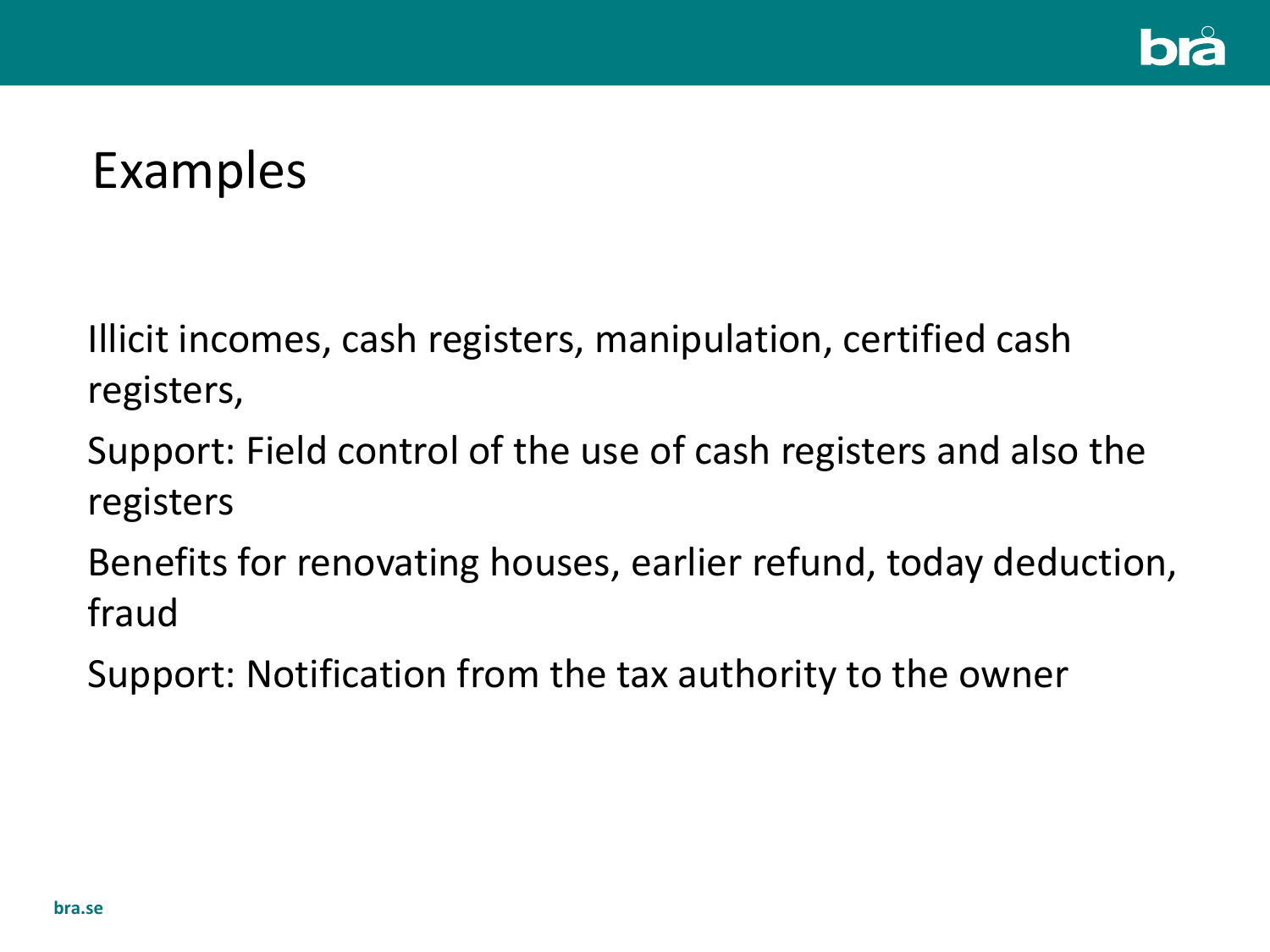# Examples

Illicit incomes, cash registers, manipulation, certified cash registers,

Support: Field control of the use of cash registers and also the registers

Benefits for renovating houses, earlier refund, today deduction, fraud

Support: Notification from the tax authority to the owner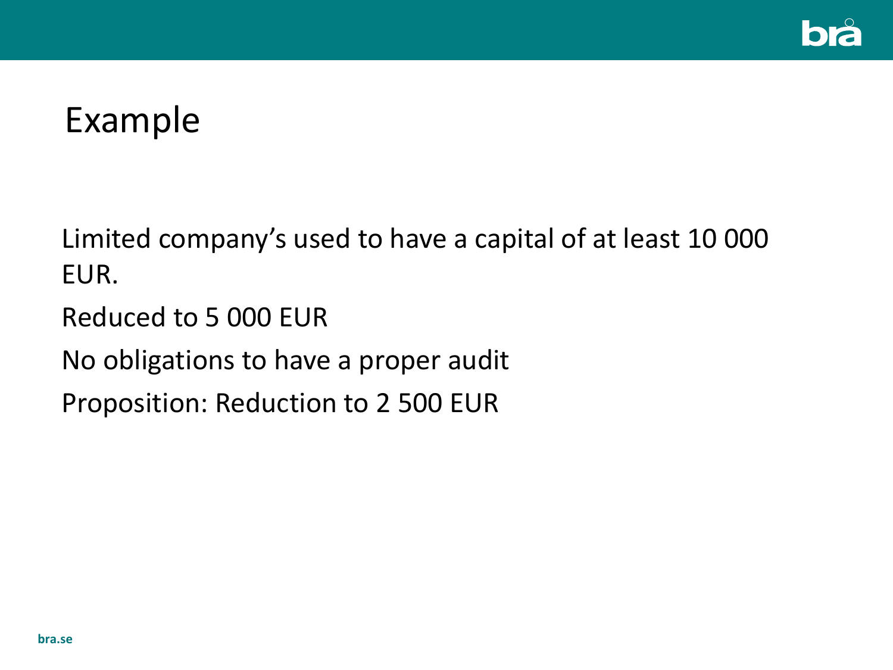# Example

Limited company's used to have a capital of at least 10 000 EUR.

Reduced to 5 000 EUR

No obligations to have a proper audit

Proposition: Reduction to 2 500 EUR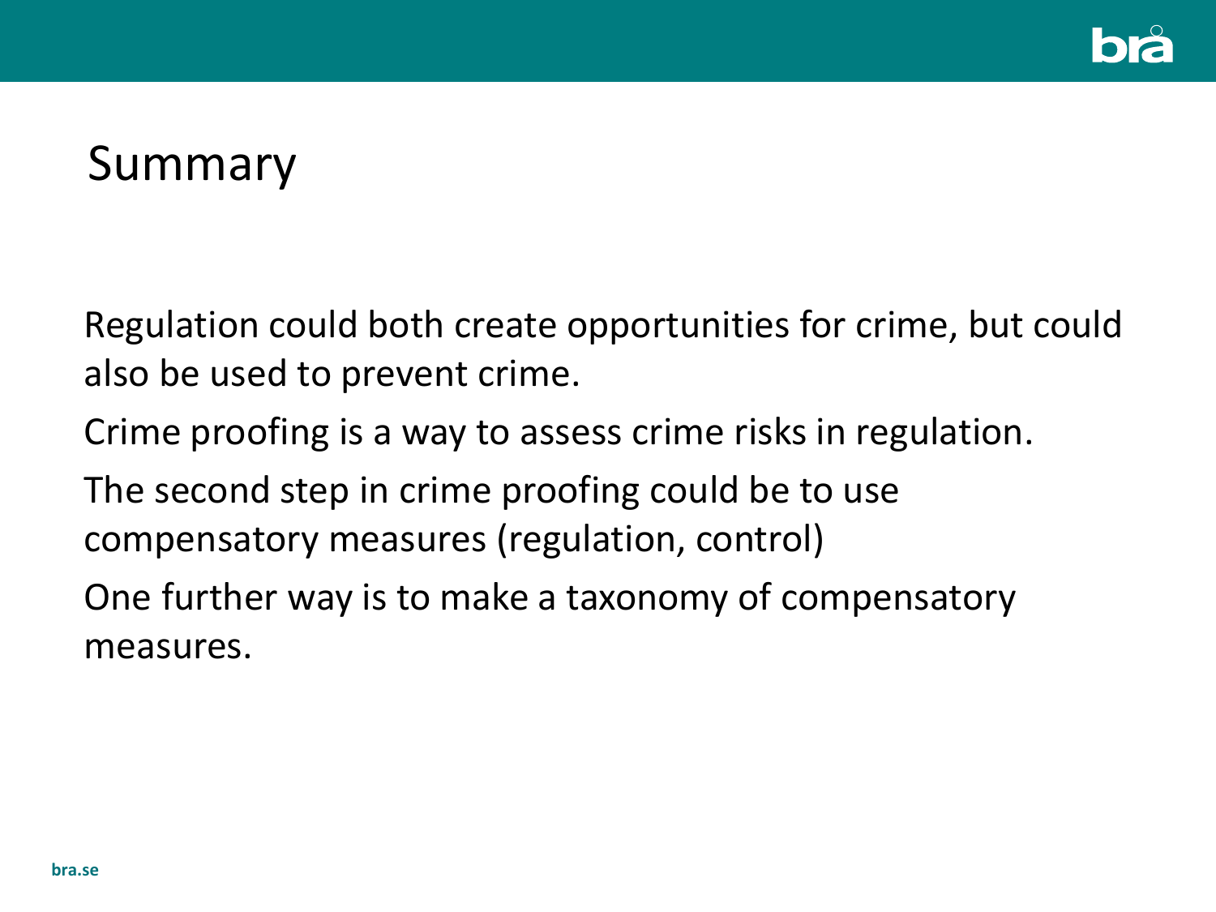# Summary

Regulation could both create opportunities for crime, but could also be used to prevent crime.

Crime proofing is a way to assess crime risks in regulation.

The second step in crime proofing could be to use compensatory measures (regulation, control)

One further way is to make a taxonomy of compensatory measures.